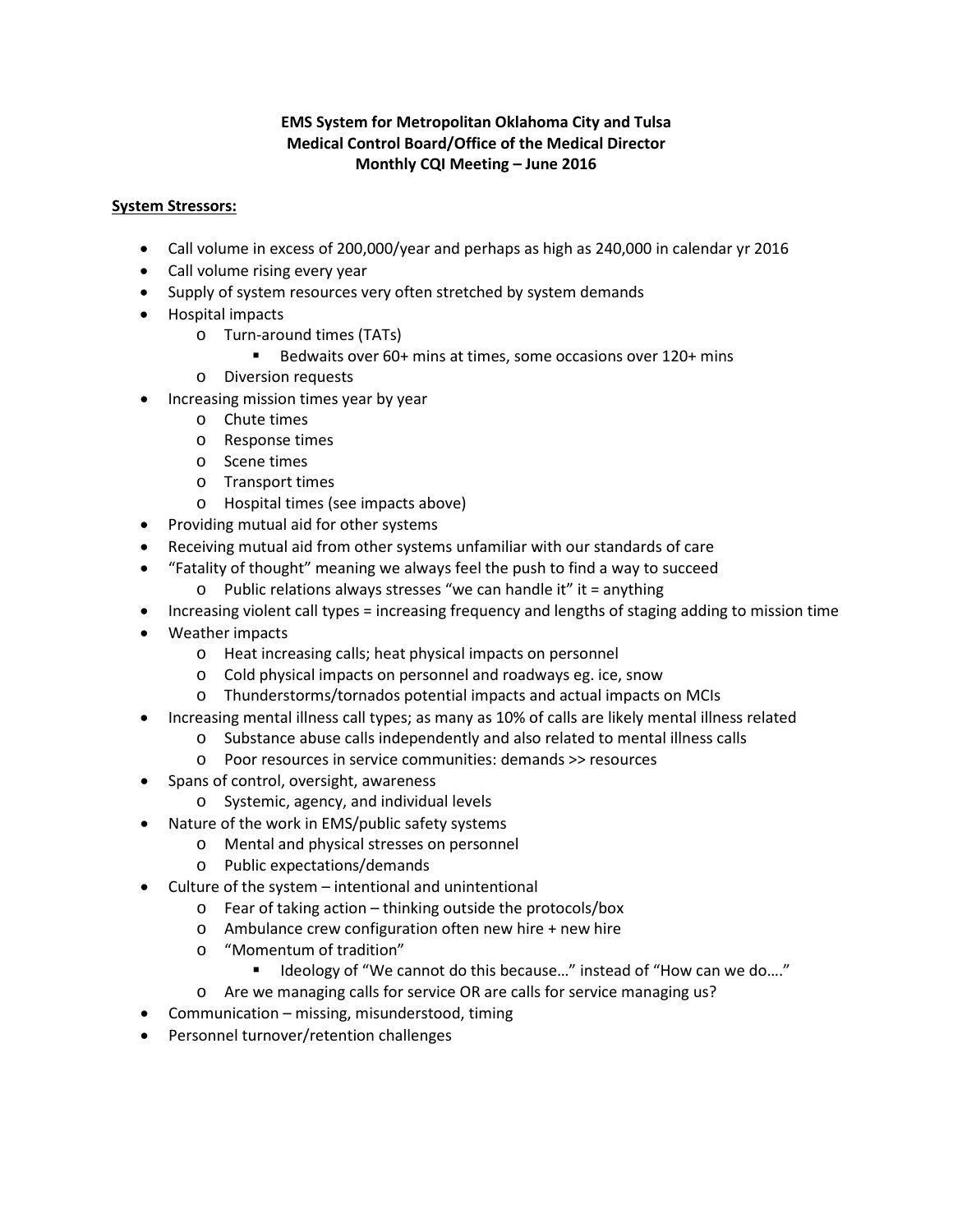**EMS System for Metropolitan Oklahoma City and Tulsa**
**Medical Control Board/Office of the Medical Director**
**Monthly CQI Meeting – June 2016**

**System Stressors:**

- Call volume in excess of 200,000/year and perhaps as high as 240,000 in calendar yr 2016
- Call volume rising every year
- Supply of system resources very often stretched by system demands
- Hospital impacts
  - Turn-around times (TATs)
    - Bedwaits over 60+ mins at times, some occasions over 120+ mins
  - Diversion requests
- Increasing mission times year by year
  - Chute times
  - Response times
  - Scene times
  - Transport times
  - Hospital times (see impacts above)
- Providing mutual aid for other systems
- Receiving mutual aid from other systems unfamiliar with our standards of care
- "Fatality of thought" meaning we always feel the push to find a way to succeed
  - Public relations always stresses "we can handle it" it = anything
- Increasing violent call types = increasing frequency and lengths of staging adding to mission time
- Weather impacts
  - Heat increasing calls; heat physical impacts on personnel
  - Cold physical impacts on personnel and roadways eg. ice, snow
  - Thunderstorms/tornados potential impacts and actual impacts on MCIs
- Increasing mental illness call types; as many as 10% of calls are likely mental illness related
  - Substance abuse calls independently and also related to mental illness calls
  - Poor resources in service communities: demands >> resources
- Spans of control, oversight, awareness
  - Systemic, agency, and individual levels
- Nature of the work in EMS/public safety systems
  - Mental and physical stresses on personnel
  - Public expectations/demands
- Culture of the system – intentional and unintentional
  - Fear of taking action – thinking outside the protocols/box
  - Ambulance crew configuration often new hire + new hire
  - "Momentum of tradition"
    - Ideology of "We cannot do this because…" instead of "How can we do…."
  - Are we managing calls for service OR are calls for service managing us?
- Communication – missing, misunderstood, timing
- Personnel turnover/retention challenges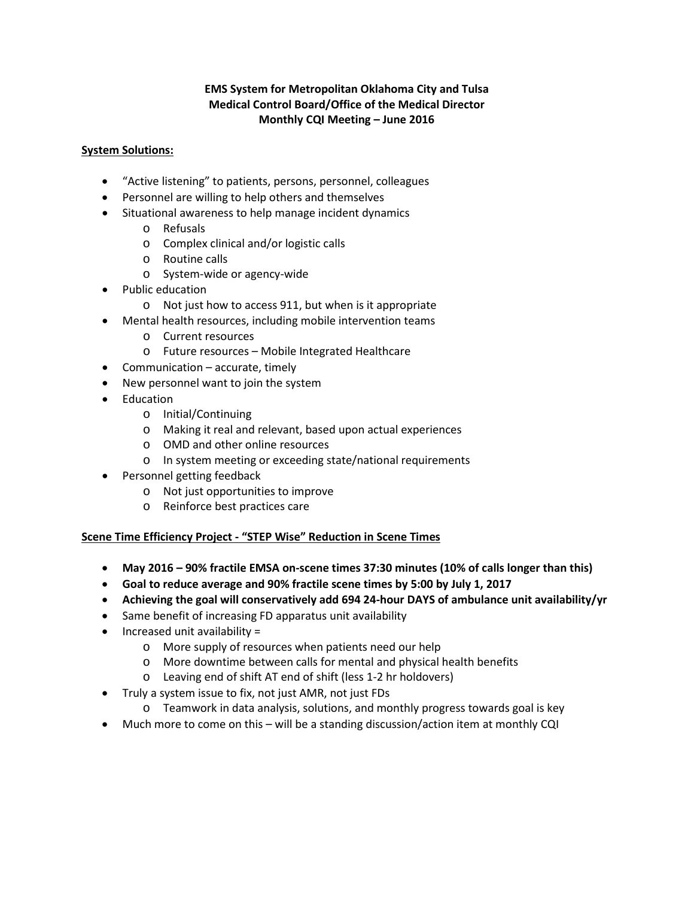**EMS System for Metropolitan Oklahoma City and Tulsa**
**Medical Control Board/Office of the Medical Director**
**Monthly CQI Meeting – June 2016**

**System Solutions:**

- "Active listening" to patients, persons, personnel, colleagues
- Personnel are willing to help others and themselves
- Situational awareness to help manage incident dynamics
    - Refusals
    - Complex clinical and/or logistic calls
    - Routine calls
    - System-wide or agency-wide
- Public education
    - Not just how to access 911, but when is it appropriate
- Mental health resources, including mobile intervention teams
    - Current resources
    - Future resources – Mobile Integrated Healthcare
- Communication – accurate, timely
- New personnel want to join the system
- Education
    - Initial/Continuing
    - Making it real and relevant, based upon actual experiences
    - OMD and other online resources
    - In system meeting or exceeding state/national requirements
- Personnel getting feedback
    - Not just opportunities to improve
    - Reinforce best practices care

**Scene Time Efficiency Project - "STEP Wise" Reduction in Scene Times**

- **May 2016 – 90% fractile EMSA on-scene times 37:30 minutes (10% of calls longer than this)**
- **Goal to reduce average and 90% fractile scene times by 5:00 by July 1, 2017**
- **Achieving the goal will conservatively add 694 24-hour DAYS of ambulance unit availability/yr**
- Same benefit of increasing FD apparatus unit availability
- Increased unit availability =
    - More supply of resources when patients need our help
    - More downtime between calls for mental and physical health benefits
    - Leaving end of shift AT end of shift (less 1-2 hr holdovers)
- Truly a system issue to fix, not just AMR, not just FDs
    - Teamwork in data analysis, solutions, and monthly progress towards goal is key
- Much more to come on this – will be a standing discussion/action item at monthly CQI